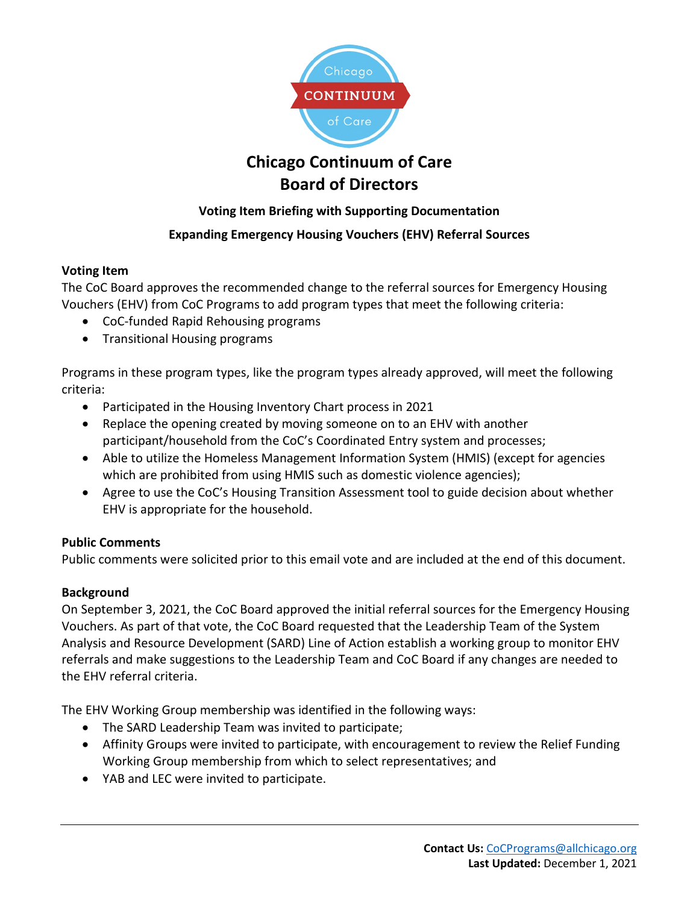# Chicago Continuum of Care
# Board of Directors

**Voting Item Briefing with Supporting Documentation**

**Expanding Emergency Housing Vouchers (EHV) Referral Sources**

**Voting Item**

The CoC Board approves the recommended change to the referral sources for Emergency Housing Vouchers (EHV) from CoC Programs to add program types that meet the following criteria:

- CoC-funded Rapid Rehousing programs
- Transitional Housing programs

Programs in these program types, like the program types already approved, will meet the following criteria:

- Participated in the Housing Inventory Chart process in 2021
- Replace the opening created by moving someone on to an EHV with another participant/household from the CoC's Coordinated Entry system and processes;
- Able to utilize the Homeless Management Information System (HMIS) (except for agencies which are prohibited from using HMIS such as domestic violence agencies);
- Agree to use the CoC's Housing Transition Assessment tool to guide decision about whether EHV is appropriate for the household.

**Public Comments**

Public comments were solicited prior to this email vote and are included at the end of this document.

**Background**

On September 3, 2021, the CoC Board approved the initial referral sources for the Emergency Housing Vouchers. As part of that vote, the CoC Board requested that the Leadership Team of the System Analysis and Resource Development (SARD) Line of Action establish a working group to monitor EHV referrals and make suggestions to the Leadership Team and CoC Board if any changes are needed to the EHV referral criteria.

The EHV Working Group membership was identified in the following ways:

- The SARD Leadership Team was invited to participate;
- Affinity Groups were invited to participate, with encouragement to review the Relief Funding Working Group membership from which to select representatives; and
- YAB and LEC were invited to participate.

**Contact Us:** CoCPrograms@allchicago.org
**Last Updated:** December 1, 2021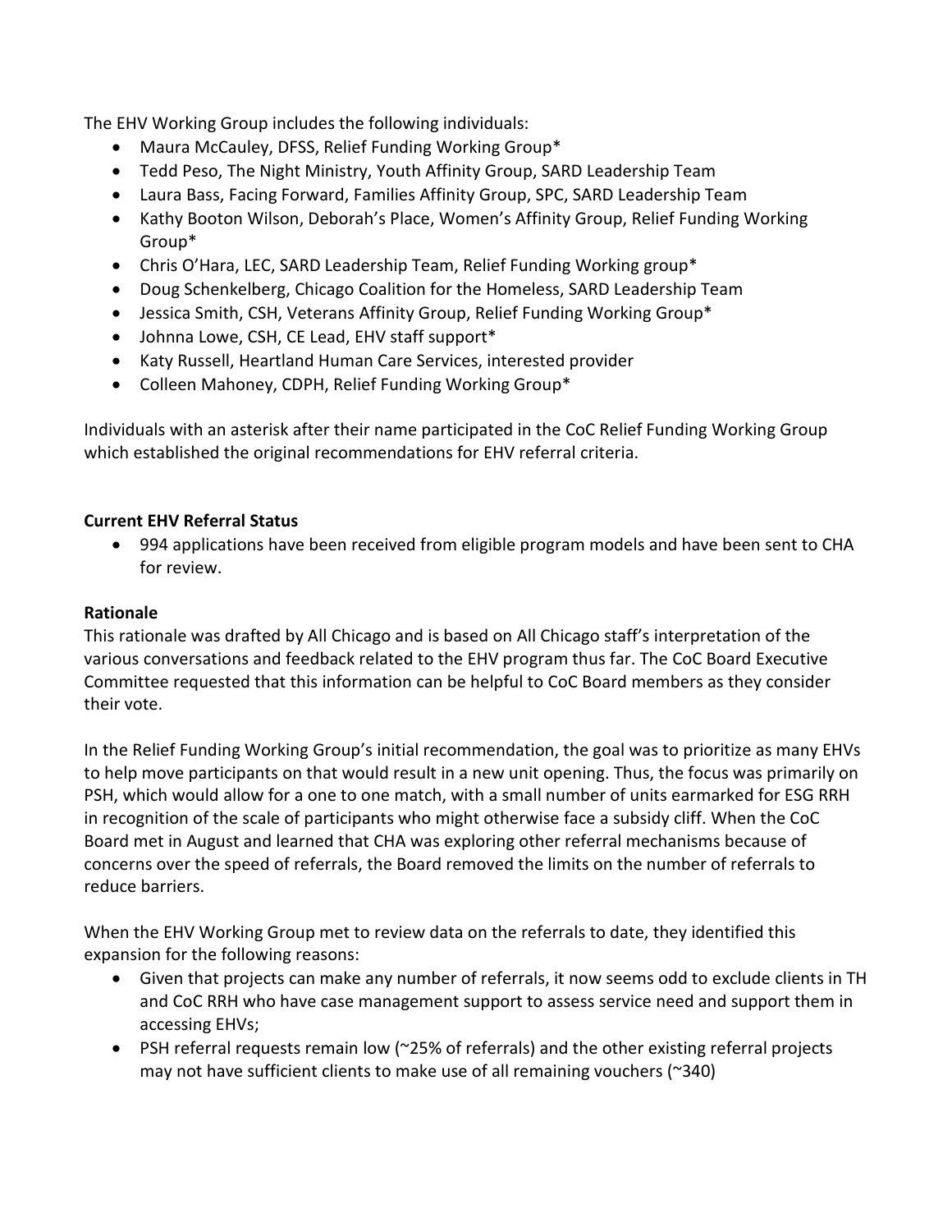The EHV Working Group includes the following individuals:

- Maura McCauley, DFSS, Relief Funding Working Group*
- Tedd Peso, The Night Ministry, Youth Affinity Group, SARD Leadership Team
- Laura Bass, Facing Forward, Families Affinity Group, SPC, SARD Leadership Team
- Kathy Booton Wilson, Deborah's Place, Women's Affinity Group, Relief Funding Working Group*
- Chris O'Hara, LEC, SARD Leadership Team, Relief Funding Working group*
- Doug Schenkelberg, Chicago Coalition for the Homeless, SARD Leadership Team
- Jessica Smith, CSH, Veterans Affinity Group, Relief Funding Working Group*
- Johnna Lowe, CSH, CE Lead, EHV staff support*
- Katy Russell, Heartland Human Care Services, interested provider
- Colleen Mahoney, CDPH, Relief Funding Working Group*

Individuals with an asterisk after their name participated in the CoC Relief Funding Working Group which established the original recommendations for EHV referral criteria.

**Current EHV Referral Status**

- 994 applications have been received from eligible program models and have been sent to CHA for review.

**Rationale**

This rationale was drafted by All Chicago and is based on All Chicago staff's interpretation of the various conversations and feedback related to the EHV program thus far. The CoC Board Executive Committee requested that this information can be helpful to CoC Board members as they consider their vote.

In the Relief Funding Working Group's initial recommendation, the goal was to prioritize as many EHVs to help move participants on that would result in a new unit opening. Thus, the focus was primarily on PSH, which would allow for a one to one match, with a small number of units earmarked for ESG RRH in recognition of the scale of participants who might otherwise face a subsidy cliff. When the CoC Board met in August and learned that CHA was exploring other referral mechanisms because of concerns over the speed of referrals, the Board removed the limits on the number of referrals to reduce barriers.

When the EHV Working Group met to review data on the referrals to date, they identified this expansion for the following reasons:

- Given that projects can make any number of referrals, it now seems odd to exclude clients in TH and CoC RRH who have case management support to assess service need and support them in accessing EHVs;
- PSH referral requests remain low (~25% of referrals) and the other existing referral projects may not have sufficient clients to make use of all remaining vouchers (~340)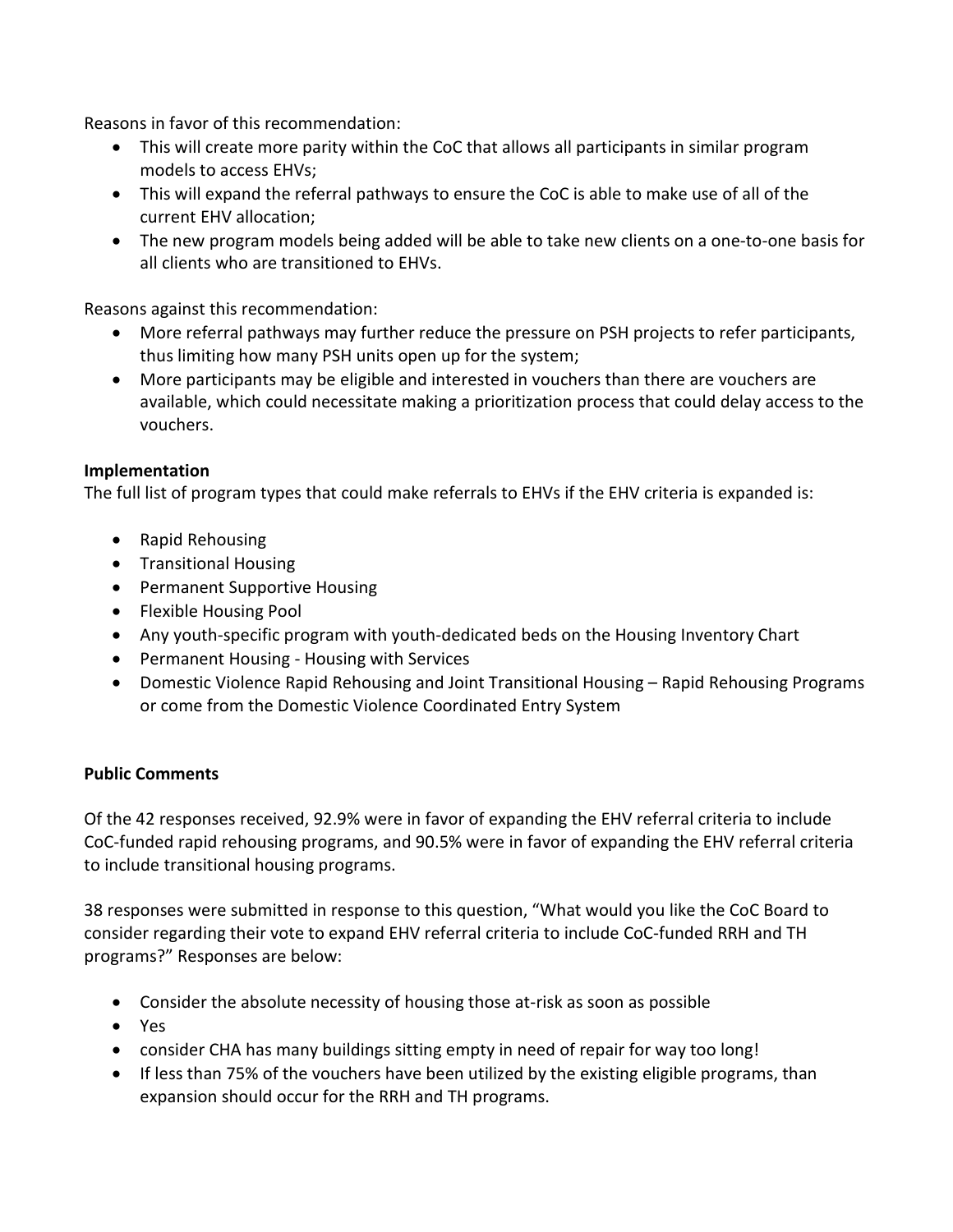Reasons in favor of this recommendation:

- This will create more parity within the CoC that allows all participants in similar program models to access EHVs;
- This will expand the referral pathways to ensure the CoC is able to make use of all of the current EHV allocation;
- The new program models being added will be able to take new clients on a one-to-one basis for all clients who are transitioned to EHVs.

Reasons against this recommendation:

- More referral pathways may further reduce the pressure on PSH projects to refer participants, thus limiting how many PSH units open up for the system;
- More participants may be eligible and interested in vouchers than there are vouchers are available, which could necessitate making a prioritization process that could delay access to the vouchers.

**Implementation**

The full list of program types that could make referrals to EHVs if the EHV criteria is expanded is:

- Rapid Rehousing
- Transitional Housing
- Permanent Supportive Housing
- Flexible Housing Pool
- Any youth-specific program with youth-dedicated beds on the Housing Inventory Chart
- Permanent Housing - Housing with Services
- Domestic Violence Rapid Rehousing and Joint Transitional Housing – Rapid Rehousing Programs or come from the Domestic Violence Coordinated Entry System

**Public Comments**

Of the 42 responses received, 92.9% were in favor of expanding the EHV referral criteria to include CoC-funded rapid rehousing programs, and 90.5% were in favor of expanding the EHV referral criteria to include transitional housing programs.

38 responses were submitted in response to this question, "What would you like the CoC Board to consider regarding their vote to expand EHV referral criteria to include CoC-funded RRH and TH programs?" Responses are below:

- Consider the absolute necessity of housing those at-risk as soon as possible
- Yes
- consider CHA has many buildings sitting empty in need of repair for way too long!
- If less than 75% of the vouchers have been utilized by the existing eligible programs, than expansion should occur for the RRH and TH programs.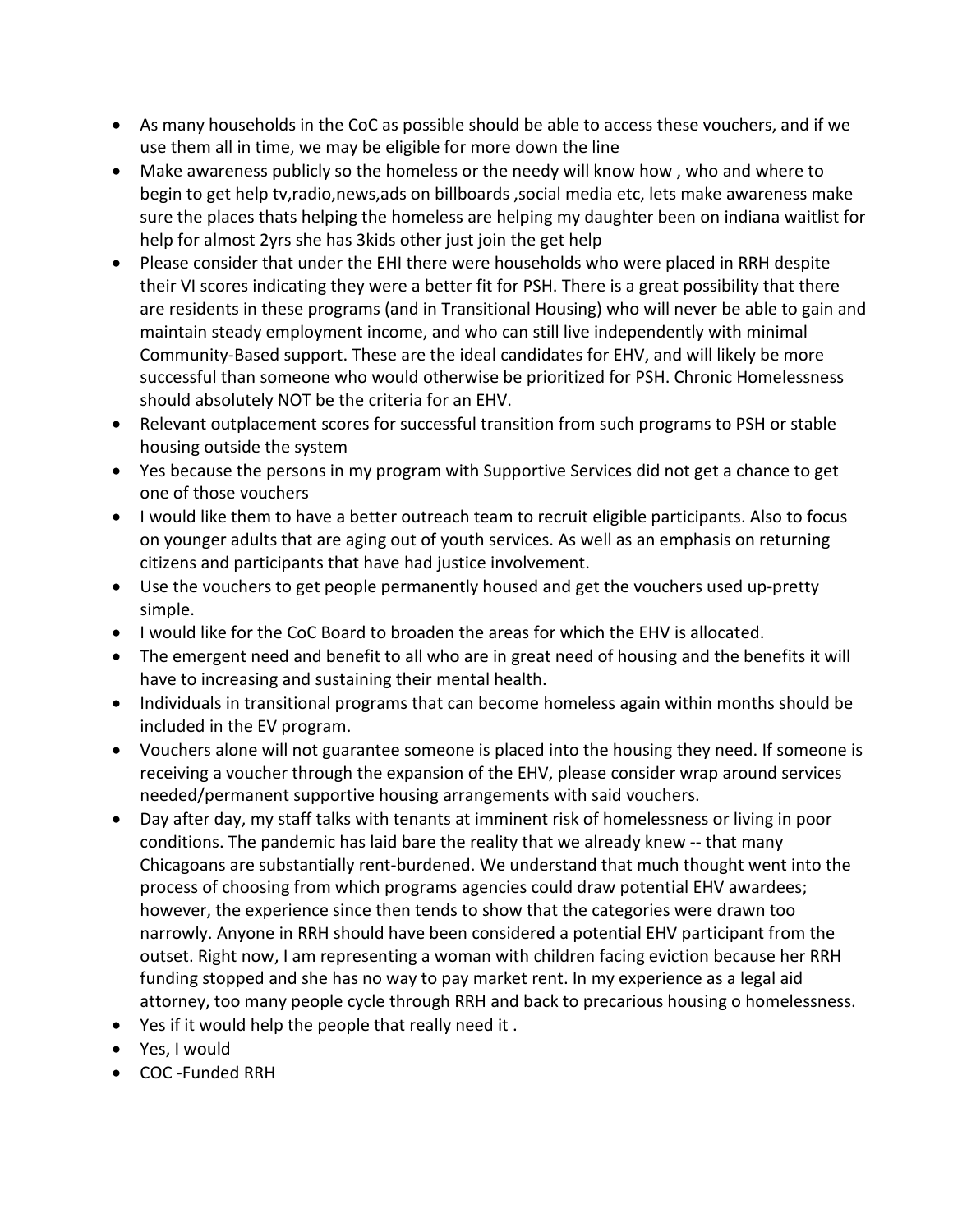- As many households in the CoC as possible should be able to access these vouchers, and if we use them all in time, we may be eligible for more down the line
- Make awareness publicly so the homeless or the needy will know how , who and where to begin to get help tv,radio,news,ads on billboards ,social media etc, lets make awareness make sure the places thats helping the homeless are helping my daughter been on indiana waitlist for help for almost 2yrs she has 3kids other just join the get help
- Please consider that under the EHI there were households who were placed in RRH despite their VI scores indicating they were a better fit for PSH. There is a great possibility that there are residents in these programs (and in Transitional Housing) who will never be able to gain and maintain steady employment income, and who can still live independently with minimal Community-Based support. These are the ideal candidates for EHV, and will likely be more successful than someone who would otherwise be prioritized for PSH. Chronic Homelessness should absolutely NOT be the criteria for an EHV.
- Relevant outplacement scores for successful transition from such programs to PSH or stable housing outside the system
- Yes because the persons in my program with Supportive Services did not get a chance to get one of those vouchers
- I would like them to have a better outreach team to recruit eligible participants. Also to focus on younger adults that are aging out of youth services. As well as an emphasis on returning citizens and participants that have had justice involvement.
- Use the vouchers to get people permanently housed and get the vouchers used up-pretty simple.
- I would like for the CoC Board to broaden the areas for which the EHV is allocated.
- The emergent need and benefit to all who are in great need of housing and the benefits it will have to increasing and sustaining their mental health.
- Individuals in transitional programs that can become homeless again within months should be included in the EV program.
- Vouchers alone will not guarantee someone is placed into the housing they need. If someone is receiving a voucher through the expansion of the EHV, please consider wrap around services needed/permanent supportive housing arrangements with said vouchers.
- Day after day, my staff talks with tenants at imminent risk of homelessness or living in poor conditions. The pandemic has laid bare the reality that we already knew -- that many Chicagoans are substantially rent-burdened. We understand that much thought went into the process of choosing from which programs agencies could draw potential EHV awardees; however, the experience since then tends to show that the categories were drawn too narrowly. Anyone in RRH should have been considered a potential EHV participant from the outset. Right now, I am representing a woman with children facing eviction because her RRH funding stopped and she has no way to pay market rent. In my experience as a legal aid attorney, too many people cycle through RRH and back to precarious housing o homelessness.
- Yes if it would help the people that really need it .
- Yes, I would
- COC -Funded RRH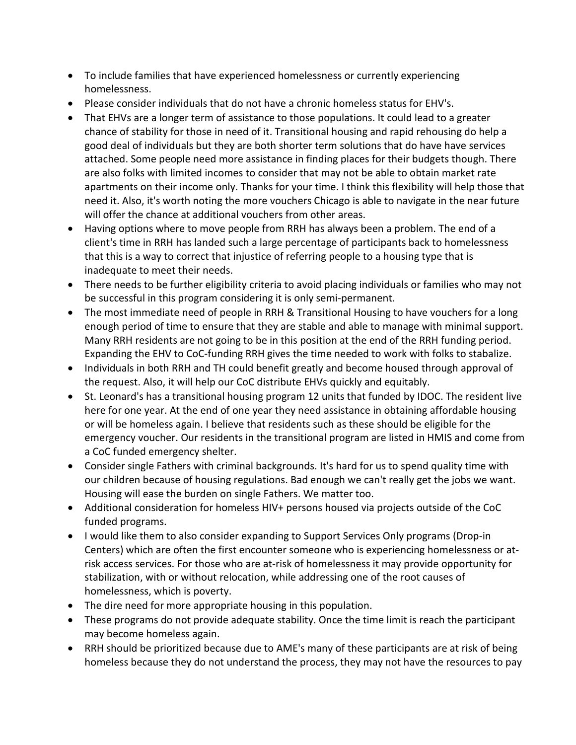- To include families that have experienced homelessness or currently experiencing homelessness.
- Please consider individuals that do not have a chronic homeless status for EHV's.
- That EHVs are a longer term of assistance to those populations. It could lead to a greater chance of stability for those in need of it. Transitional housing and rapid rehousing do help a good deal of individuals but they are both shorter term solutions that do have have services attached. Some people need more assistance in finding places for their budgets though. There are also folks with limited incomes to consider that may not be able to obtain market rate apartments on their income only. Thanks for your time. I think this flexibility will help those that need it. Also, it's worth noting the more vouchers Chicago is able to navigate in the near future will offer the chance at additional vouchers from other areas.
- Having options where to move people from RRH has always been a problem. The end of a client's time in RRH has landed such a large percentage of participants back to homelessness that this is a way to correct that injustice of referring people to a housing type that is inadequate to meet their needs.
- There needs to be further eligibility criteria to avoid placing individuals or families who may not be successful in this program considering it is only semi-permanent.
- The most immediate need of people in RRH & Transitional Housing to have vouchers for a long enough period of time to ensure that they are stable and able to manage with minimal support. Many RRH residents are not going to be in this position at the end of the RRH funding period. Expanding the EHV to CoC-funding RRH gives the time needed to work with folks to stabalize.
- Individuals in both RRH and TH could benefit greatly and become housed through approval of the request. Also, it will help our CoC distribute EHVs quickly and equitably.
- St. Leonard's has a transitional housing program 12 units that funded by IDOC. The resident live here for one year. At the end of one year they need assistance in obtaining affordable housing or will be homeless again. I believe that residents such as these should be eligible for the emergency voucher. Our residents in the transitional program are listed in HMIS and come from a CoC funded emergency shelter.
- Consider single Fathers with criminal backgrounds. It's hard for us to spend quality time with our children because of housing regulations. Bad enough we can't really get the jobs we want. Housing will ease the burden on single Fathers. We matter too.
- Additional consideration for homeless HIV+ persons housed via projects outside of the CoC funded programs.
- I would like them to also consider expanding to Support Services Only programs (Drop-in Centers) which are often the first encounter someone who is experiencing homelessness or at-risk access services. For those who are at-risk of homelessness it may provide opportunity for stabilization, with or without relocation, while addressing one of the root causes of homelessness, which is poverty.
- The dire need for more appropriate housing in this population.
- These programs do not provide adequate stability. Once the time limit is reach the participant may become homeless again.
- RRH should be prioritized because due to AME's many of these participants are at risk of being homeless because they do not understand the process, they may not have the resources to pay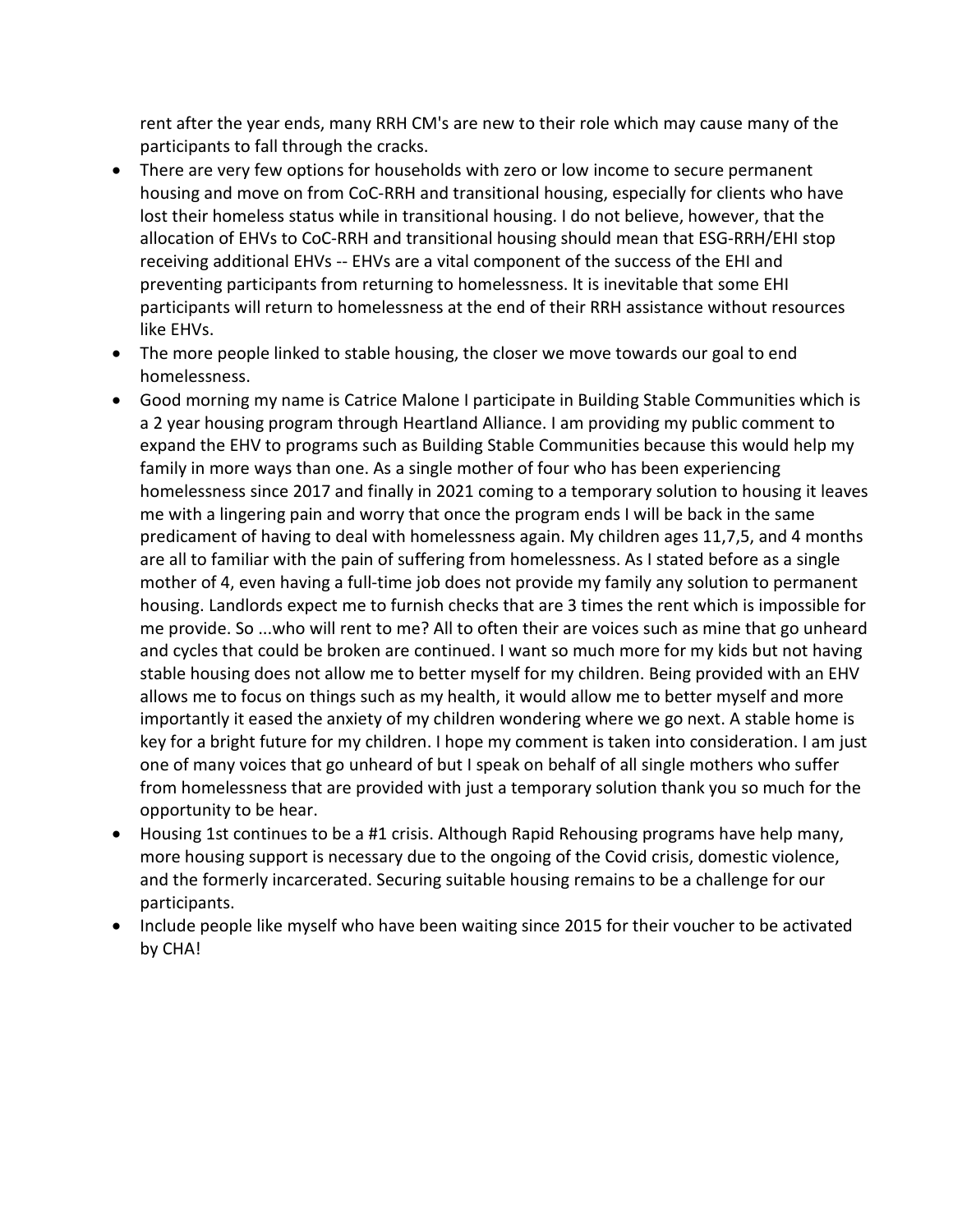rent after the year ends, many RRH CM's are new to their role which may cause many of the participants to fall through the cracks.

- There are very few options for households with zero or low income to secure permanent housing and move on from CoC-RRH and transitional housing, especially for clients who have lost their homeless status while in transitional housing. I do not believe, however, that the allocation of EHVs to CoC-RRH and transitional housing should mean that ESG-RRH/EHI stop receiving additional EHVs -- EHVs are a vital component of the success of the EHI and preventing participants from returning to homelessness. It is inevitable that some EHI participants will return to homelessness at the end of their RRH assistance without resources like EHVs.
- The more people linked to stable housing, the closer we move towards our goal to end homelessness.
- Good morning my name is Catrice Malone I participate in Building Stable Communities which is a 2 year housing program through Heartland Alliance. I am providing my public comment to expand the EHV to programs such as Building Stable Communities because this would help my family in more ways than one. As a single mother of four who has been experiencing homelessness since 2017 and finally in 2021 coming to a temporary solution to housing it leaves me with a lingering pain and worry that once the program ends I will be back in the same predicament of having to deal with homelessness again. My children ages 11,7,5, and 4 months are all to familiar with the pain of suffering from homelessness. As I stated before as a single mother of 4, even having a full-time job does not provide my family any solution to permanent housing. Landlords expect me to furnish checks that are 3 times the rent which is impossible for me provide. So ...who will rent to me? All to often their are voices such as mine that go unheard and cycles that could be broken are continued. I want so much more for my kids but not having stable housing does not allow me to better myself for my children. Being provided with an EHV allows me to focus on things such as my health, it would allow me to better myself and more importantly it eased the anxiety of my children wondering where we go next. A stable home is key for a bright future for my children. I hope my comment is taken into consideration. I am just one of many voices that go unheard of but I speak on behalf of all single mothers who suffer from homelessness that are provided with just a temporary solution thank you so much for the opportunity to be hear.
- Housing 1st continues to be a #1 crisis. Although Rapid Rehousing programs have help many, more housing support is necessary due to the ongoing of the Covid crisis, domestic violence, and the formerly incarcerated. Securing suitable housing remains to be a challenge for our participants.
- Include people like myself who have been waiting since 2015 for their voucher to be activated by CHA!